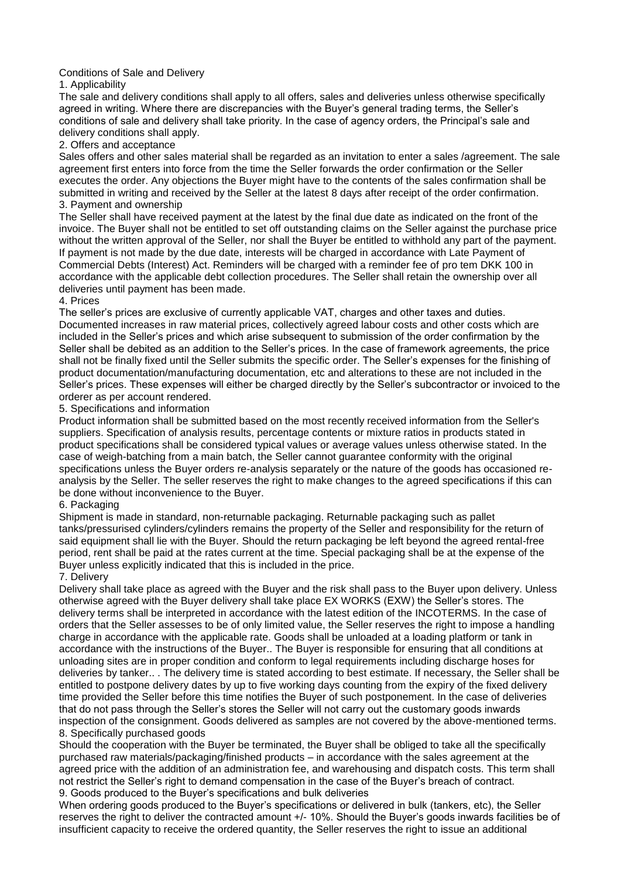# Conditions of Sale and Delivery

## 1. Applicability

The sale and delivery conditions shall apply to all offers, sales and deliveries unless otherwise specifically agreed in writing. Where there are discrepancies with the Buyer's general trading terms, the Seller's conditions of sale and delivery shall take priority. In the case of agency orders, the Principal's sale and delivery conditions shall apply.

## 2. Offers and acceptance

Sales offers and other sales material shall be regarded as an invitation to enter a sales /agreement. The sale agreement first enters into force from the time the Seller forwards the order confirmation or the Seller executes the order. Any objections the Buyer might have to the contents of the sales confirmation shall be submitted in writing and received by the Seller at the latest 8 days after receipt of the order confirmation.

## 3. Payment and ownership

The Seller shall have received payment at the latest by the final due date as indicated on the front of the invoice. The Buyer shall not be entitled to set off outstanding claims on the Seller against the purchase price without the written approval of the Seller, nor shall the Buyer be entitled to withhold any part of the payment. If payment is not made by the due date, interests will be charged in accordance with Late Payment of Commercial Debts (Interest) Act. Reminders will be charged with a reminder fee of pro tem DKK 100 in accordance with the applicable debt collection procedures. The Seller shall retain the ownership over all deliveries until payment has been made.

## 4. Prices

The seller's prices are exclusive of currently applicable VAT, charges and other taxes and duties. Documented increases in raw material prices, collectively agreed labour costs and other costs which are included in the Seller's prices and which arise subsequent to submission of the order confirmation by the Seller shall be debited as an addition to the Seller's prices. In the case of framework agreements, the price shall not be finally fixed until the Seller submits the specific order. The Seller's expenses for the finishing of product documentation/manufacturing documentation, etc and alterations to these are not included in the Seller's prices. These expenses will either be charged directly by the Seller's subcontractor or invoiced to the orderer as per account rendered.

## 5. Specifications and information

Product information shall be submitted based on the most recently received information from the Seller's suppliers. Specification of analysis results, percentage contents or mixture ratios in products stated in product specifications shall be considered typical values or average values unless otherwise stated. In the case of weigh-batching from a main batch, the Seller cannot guarantee conformity with the original specifications unless the Buyer orders re-analysis separately or the nature of the goods has occasioned re-analysis by the Seller. The seller reserves the right to make changes to the agreed specifications if this can be done without inconvenience to the Buyer.

## 6. Packaging

Shipment is made in standard, non-returnable packaging. Returnable packaging such as pallet tanks/pressurised cylinders/cylinders remains the property of the Seller and responsibility for the return of said equipment shall lie with the Buyer. Should the return packaging be left beyond the agreed rental-free period, rent shall be paid at the rates current at the time. Special packaging shall be at the expense of the Buyer unless explicitly indicated that this is included in the price.

## 7. Delivery

Delivery shall take place as agreed with the Buyer and the risk shall pass to the Buyer upon delivery. Unless otherwise agreed with the Buyer delivery shall take place EX WORKS (EXW) the Seller's stores. The delivery terms shall be interpreted in accordance with the latest edition of the INCOTERMS. In the case of orders that the Seller assesses to be of only limited value, the Seller reserves the right to impose a handling charge in accordance with the applicable rate. Goods shall be unloaded at a loading platform or tank in accordance with the instructions of the Buyer.. The Buyer is responsible for ensuring that all conditions at unloading sites are in proper condition and conform to legal requirements including discharge hoses for deliveries by tanker.. . The delivery time is stated according to best estimate. If necessary, the Seller shall be entitled to postpone delivery dates by up to five working days counting from the expiry of the fixed delivery time provided the Seller before this time notifies the Buyer of such postponement. In the case of deliveries that do not pass through the Seller's stores the Seller will not carry out the customary goods inwards inspection of the consignment. Goods delivered as samples are not covered by the above-mentioned terms.

## 8. Specifically purchased goods

Should the cooperation with the Buyer be terminated, the Buyer shall be obliged to take all the specifically purchased raw materials/packaging/finished products – in accordance with the sales agreement at the agreed price with the addition of an administration fee, and warehousing and dispatch costs. This term shall not restrict the Seller's right to demand compensation in the case of the Buyer's breach of contract.

## 9. Goods produced to the Buyer's specifications and bulk deliveries

When ordering goods produced to the Buyer's specifications or delivered in bulk (tankers, etc), the Seller reserves the right to deliver the contracted amount +/- 10%. Should the Buyer's goods inwards facilities be of insufficient capacity to receive the ordered quantity, the Seller reserves the right to issue an additional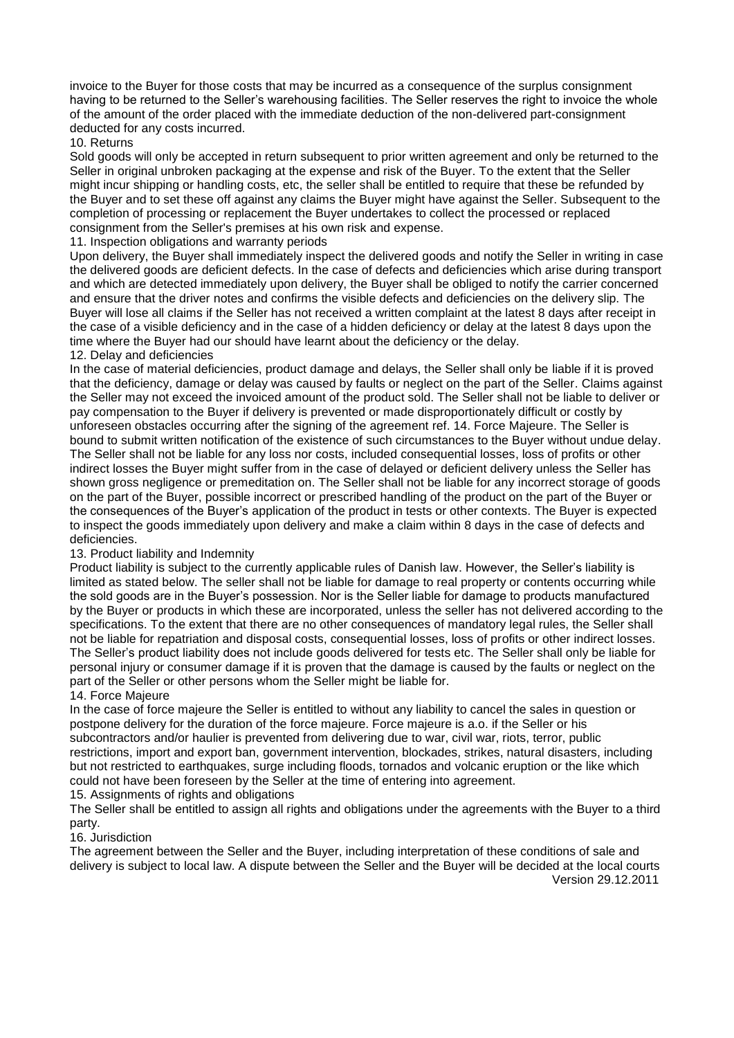invoice to the Buyer for those costs that may be incurred as a consequence of the surplus consignment having to be returned to the Seller's warehousing facilities. The Seller reserves the right to invoice the whole of the amount of the order placed with the immediate deduction of the non-delivered part-consignment deducted for any costs incurred.

10. Returns

Sold goods will only be accepted in return subsequent to prior written agreement and only be returned to the Seller in original unbroken packaging at the expense and risk of the Buyer. To the extent that the Seller might incur shipping or handling costs, etc, the seller shall be entitled to require that these be refunded by the Buyer and to set these off against any claims the Buyer might have against the Seller. Subsequent to the completion of processing or replacement the Buyer undertakes to collect the processed or replaced consignment from the Seller's premises at his own risk and expense.

11. Inspection obligations and warranty periods

Upon delivery, the Buyer shall immediately inspect the delivered goods and notify the Seller in writing in case the delivered goods are deficient defects. In the case of defects and deficiencies which arise during transport and which are detected immediately upon delivery, the Buyer shall be obliged to notify the carrier concerned and ensure that the driver notes and confirms the visible defects and deficiencies on the delivery slip. The Buyer will lose all claims if the Seller has not received a written complaint at the latest 8 days after receipt in the case of a visible deficiency and in the case of a hidden deficiency or delay at the latest 8 days upon the time where the Buyer had our should have learnt about the deficiency or the delay.

12. Delay and deficiencies

In the case of material deficiencies, product damage and delays, the Seller shall only be liable if it is proved that the deficiency, damage or delay was caused by faults or neglect on the part of the Seller. Claims against the Seller may not exceed the invoiced amount of the product sold. The Seller shall not be liable to deliver or pay compensation to the Buyer if delivery is prevented or made disproportionately difficult or costly by unforeseen obstacles occurring after the signing of the agreement ref. 14. Force Majeure. The Seller is bound to submit written notification of the existence of such circumstances to the Buyer without undue delay. The Seller shall not be liable for any loss nor costs, included consequential losses, loss of profits or other indirect losses the Buyer might suffer from in the case of delayed or deficient delivery unless the Seller has shown gross negligence or premeditation on. The Seller shall not be liable for any incorrect storage of goods on the part of the Buyer, possible incorrect or prescribed handling of the product on the part of the Buyer or the consequences of the Buyer's application of the product in tests or other contexts. The Buyer is expected to inspect the goods immediately upon delivery and make a claim within 8 days in the case of defects and deficiencies.

13. Product liability and Indemnity

Product liability is subject to the currently applicable rules of Danish law. However, the Seller's liability is limited as stated below. The seller shall not be liable for damage to real property or contents occurring while the sold goods are in the Buyer's possession. Nor is the Seller liable for damage to products manufactured by the Buyer or products in which these are incorporated, unless the seller has not delivered according to the specifications. To the extent that there are no other consequences of mandatory legal rules, the Seller shall not be liable for repatriation and disposal costs, consequential losses, loss of profits or other indirect losses. The Seller's product liability does not include goods delivered for tests etc. The Seller shall only be liable for personal injury or consumer damage if it is proven that the damage is caused by the faults or neglect on the part of the Seller or other persons whom the Seller might be liable for.

14. Force Majeure

In the case of force majeure the Seller is entitled to without any liability to cancel the sales in question or postpone delivery for the duration of the force majeure. Force majeure is a.o. if the Seller or his subcontractors and/or haulier is prevented from delivering due to war, civil war, riots, terror, public restrictions, import and export ban, government intervention, blockades, strikes, natural disasters, including but not restricted to earthquakes, surge including floods, tornados and volcanic eruption or the like which could not have been foreseen by the Seller at the time of entering into agreement.

15. Assignments of rights and obligations

The Seller shall be entitled to assign all rights and obligations under the agreements with the Buyer to a third party.

16. Jurisdiction

The agreement between the Seller and the Buyer, including interpretation of these conditions of sale and delivery is subject to local law. A dispute between the Seller and the Buyer will be decided at the local courts

Version 29.12.2011